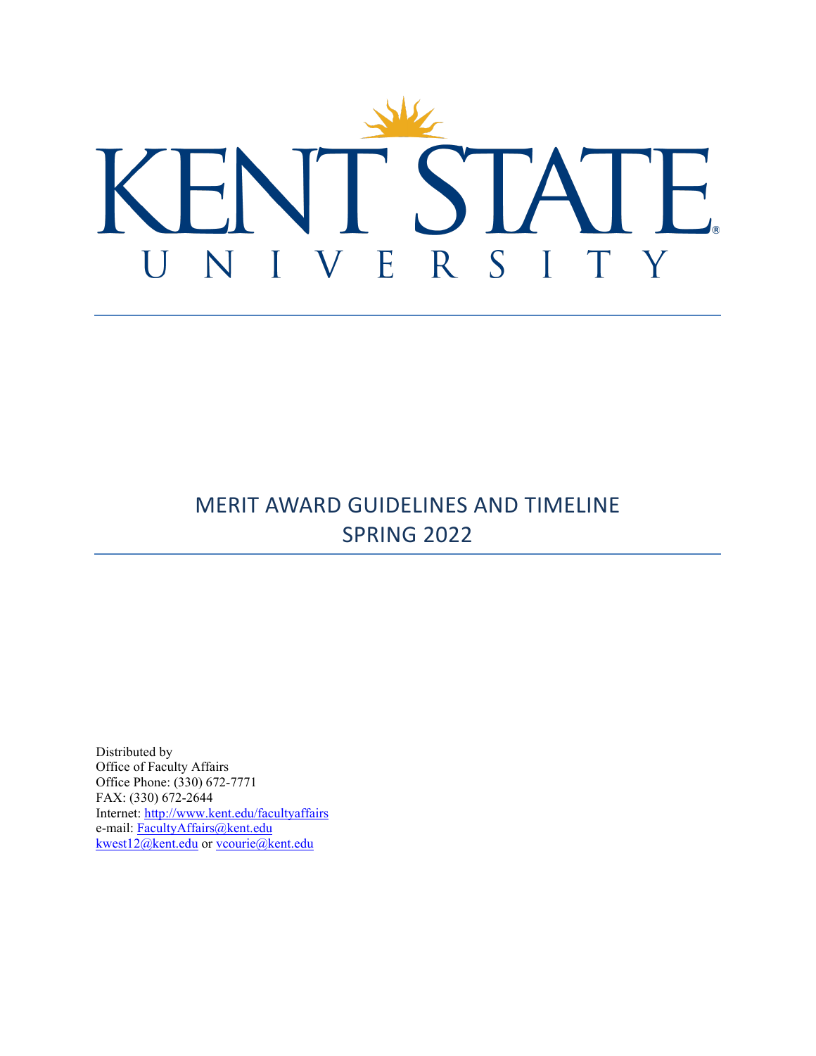# KENT STATE UNIVERSITY

## MERIT AWARD GUIDELINES AND TIMELINE
## SPRING 2022

Distributed by
Office of Faculty Affairs
Office Phone: (330) 672-7771
FAX: (330) 672-2644
Internet: http://www.kent.edu/facultyaffairs
e-mail: FacultyAffairs@kent.edu
kwest12@kent.edu or vcourie@kent.edu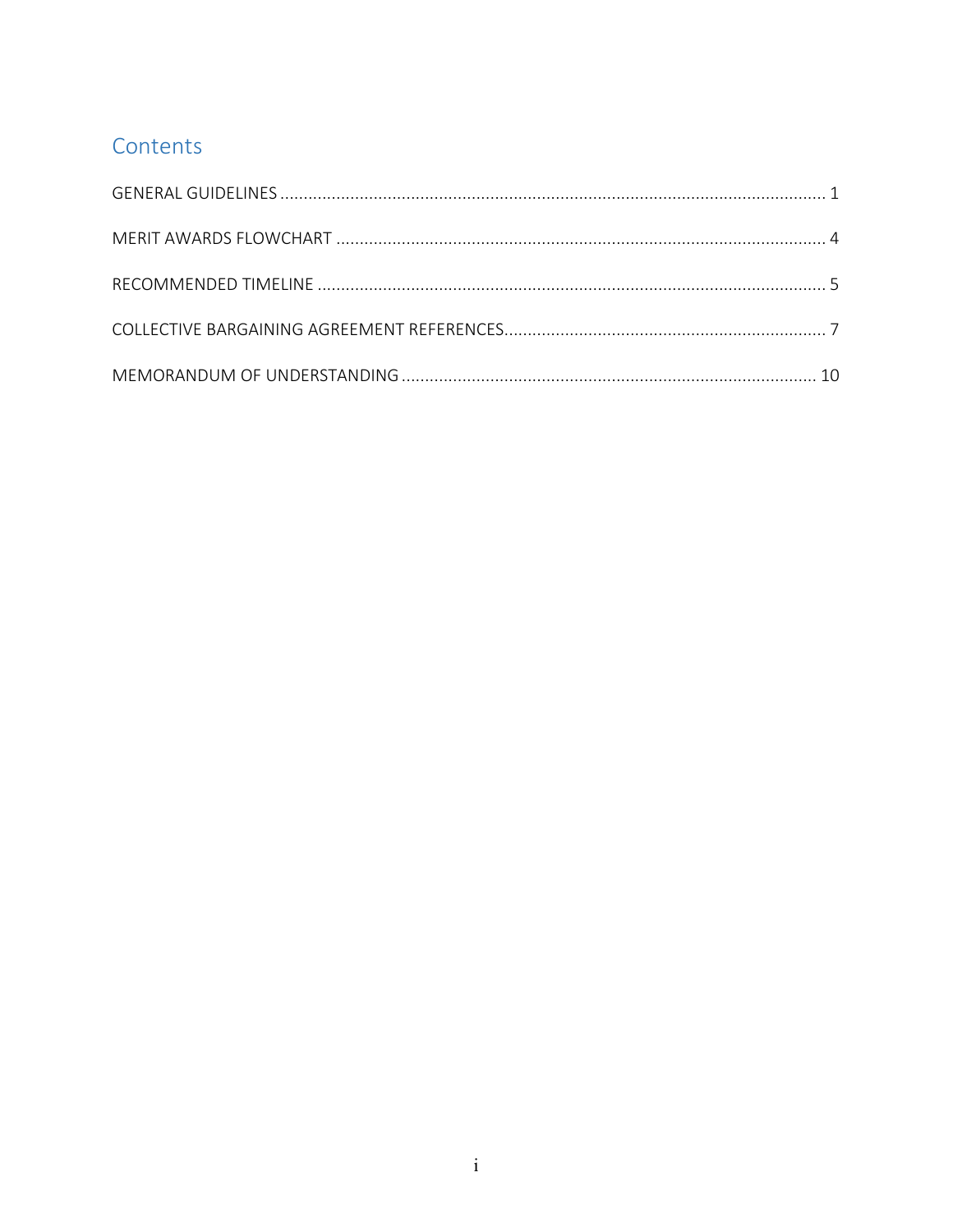# Contents

GENERAL GUIDELINES .................................................................................................................... 1

MERIT AWARDS FLOWCHART ........................................................................................................ 4

RECOMMENDED TIMELINE ............................................................................................................ 5

COLLECTIVE BARGAINING AGREEMENT REFERENCES..................................................................... 7

MEMORANDUM OF UNDERSTANDING ........................................................................................ 10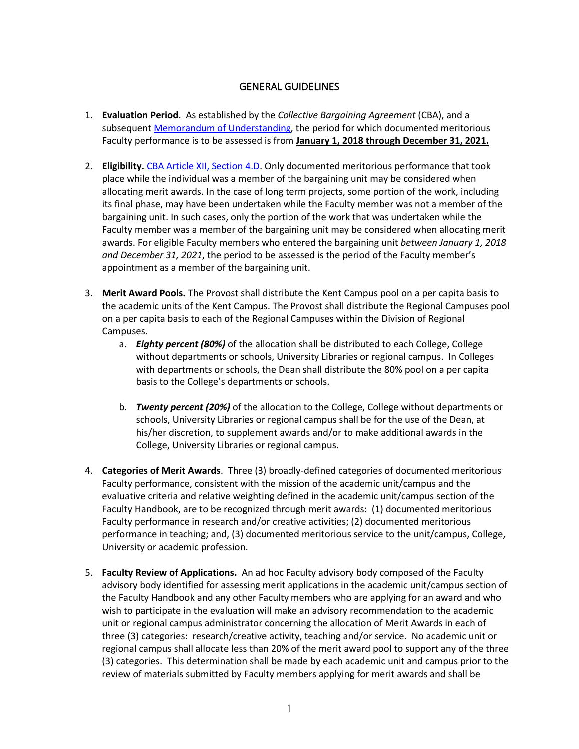## GENERAL GUIDELINES

1. **Evaluation Period**. As established by the *Collective Bargaining Agreement* (CBA), and a subsequent Memorandum of Understanding, the period for which documented meritorious Faculty performance is to be assessed is from **January 1, 2018 through December 31, 2021.**

2. **Eligibility.** CBA Article XII, Section 4.D. Only documented meritorious performance that took place while the individual was a member of the bargaining unit may be considered when allocating merit awards. In the case of long term projects, some portion of the work, including its final phase, may have been undertaken while the Faculty member was not a member of the bargaining unit. In such cases, only the portion of the work that was undertaken while the Faculty member was a member of the bargaining unit may be considered when allocating merit awards. For eligible Faculty members who entered the bargaining unit *between January 1, 2018 and December 31, 2021*, the period to be assessed is the period of the Faculty member's appointment as a member of the bargaining unit.

3. **Merit Award Pools.** The Provost shall distribute the Kent Campus pool on a per capita basis to the academic units of the Kent Campus. The Provost shall distribute the Regional Campuses pool on a per capita basis to each of the Regional Campuses within the Division of Regional Campuses.
   a. ***Eighty percent (80%)*** of the allocation shall be distributed to each College, College without departments or schools, University Libraries or regional campus. In Colleges with departments or schools, the Dean shall distribute the 80% pool on a per capita basis to the College's departments or schools.

   b. ***Twenty percent (20%)*** of the allocation to the College, College without departments or schools, University Libraries or regional campus shall be for the use of the Dean, at his/her discretion, to supplement awards and/or to make additional awards in the College, University Libraries or regional campus.

4. **Categories of Merit Awards**. Three (3) broadly-defined categories of documented meritorious Faculty performance, consistent with the mission of the academic unit/campus and the evaluative criteria and relative weighting defined in the academic unit/campus section of the Faculty Handbook, are to be recognized through merit awards: (1) documented meritorious Faculty performance in research and/or creative activities; (2) documented meritorious performance in teaching; and, (3) documented meritorious service to the unit/campus, College, University or academic profession.

5. **Faculty Review of Applications.** An ad hoc Faculty advisory body composed of the Faculty advisory body identified for assessing merit applications in the academic unit/campus section of the Faculty Handbook and any other Faculty members who are applying for an award and who wish to participate in the evaluation will make an advisory recommendation to the academic unit or regional campus administrator concerning the allocation of Merit Awards in each of three (3) categories: research/creative activity, teaching and/or service. No academic unit or regional campus shall allocate less than 20% of the merit award pool to support any of the three (3) categories. This determination shall be made by each academic unit and campus prior to the review of materials submitted by Faculty members applying for merit awards and shall be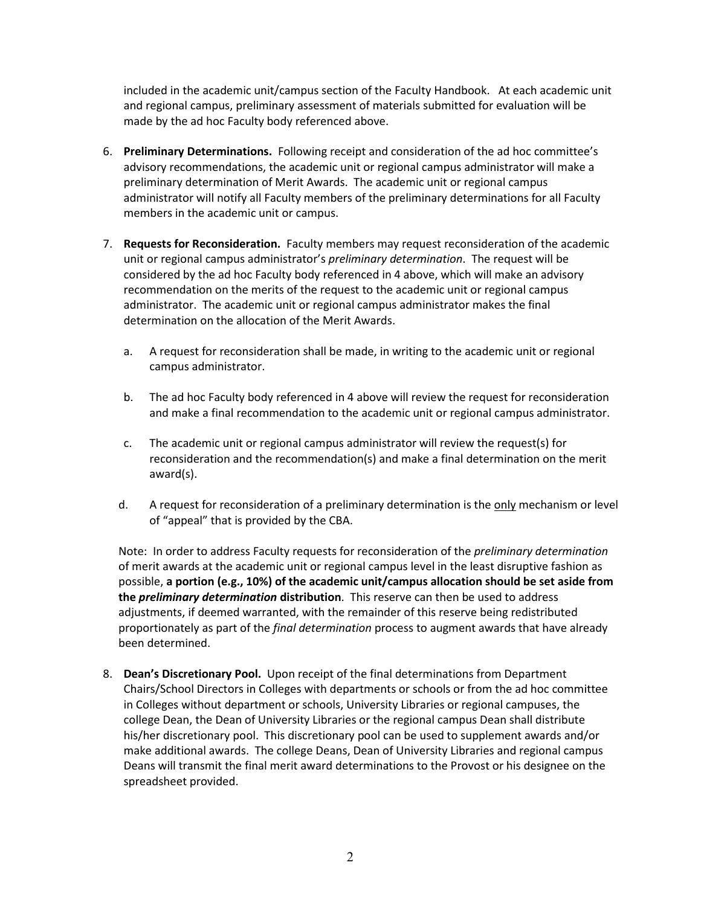included in the academic unit/campus section of the Faculty Handbook. At each academic unit and regional campus, preliminary assessment of materials submitted for evaluation will be made by the ad hoc Faculty body referenced above.

6. **Preliminary Determinations.** Following receipt and consideration of the ad hoc committee's advisory recommendations, the academic unit or regional campus administrator will make a preliminary determination of Merit Awards. The academic unit or regional campus administrator will notify all Faculty members of the preliminary determinations for all Faculty members in the academic unit or campus.

7. **Requests for Reconsideration.** Faculty members may request reconsideration of the academic unit or regional campus administrator's *preliminary determination*. The request will be considered by the ad hoc Faculty body referenced in 4 above, which will make an advisory recommendation on the merits of the request to the academic unit or regional campus administrator. The academic unit or regional campus administrator makes the final determination on the allocation of the Merit Awards.

   a. A request for reconsideration shall be made, in writing to the academic unit or regional campus administrator.

   b. The ad hoc Faculty body referenced in 4 above will review the request for reconsideration and make a final recommendation to the academic unit or regional campus administrator.

   c. The academic unit or regional campus administrator will review the request(s) for reconsideration and the recommendation(s) and make a final determination on the merit award(s).

   d. A request for reconsideration of a preliminary determination is the <u>only</u> mechanism or level of "appeal" that is provided by the CBA.

   Note: In order to address Faculty requests for reconsideration of the *preliminary determination* of merit awards at the academic unit or regional campus level in the least disruptive fashion as possible, **a portion (e.g., 10%) of the academic unit/campus allocation should be set aside from the *preliminary determination* distribution**. This reserve can then be used to address adjustments, if deemed warranted, with the remainder of this reserve being redistributed proportionately as part of the *final determination* process to augment awards that have already been determined.

8. **Dean's Discretionary Pool.** Upon receipt of the final determinations from Department Chairs/School Directors in Colleges with departments or schools or from the ad hoc committee in Colleges without department or schools, University Libraries or regional campuses, the college Dean, the Dean of University Libraries or the regional campus Dean shall distribute his/her discretionary pool. This discretionary pool can be used to supplement awards and/or make additional awards. The college Deans, Dean of University Libraries and regional campus Deans will transmit the final merit award determinations to the Provost or his designee on the spreadsheet provided.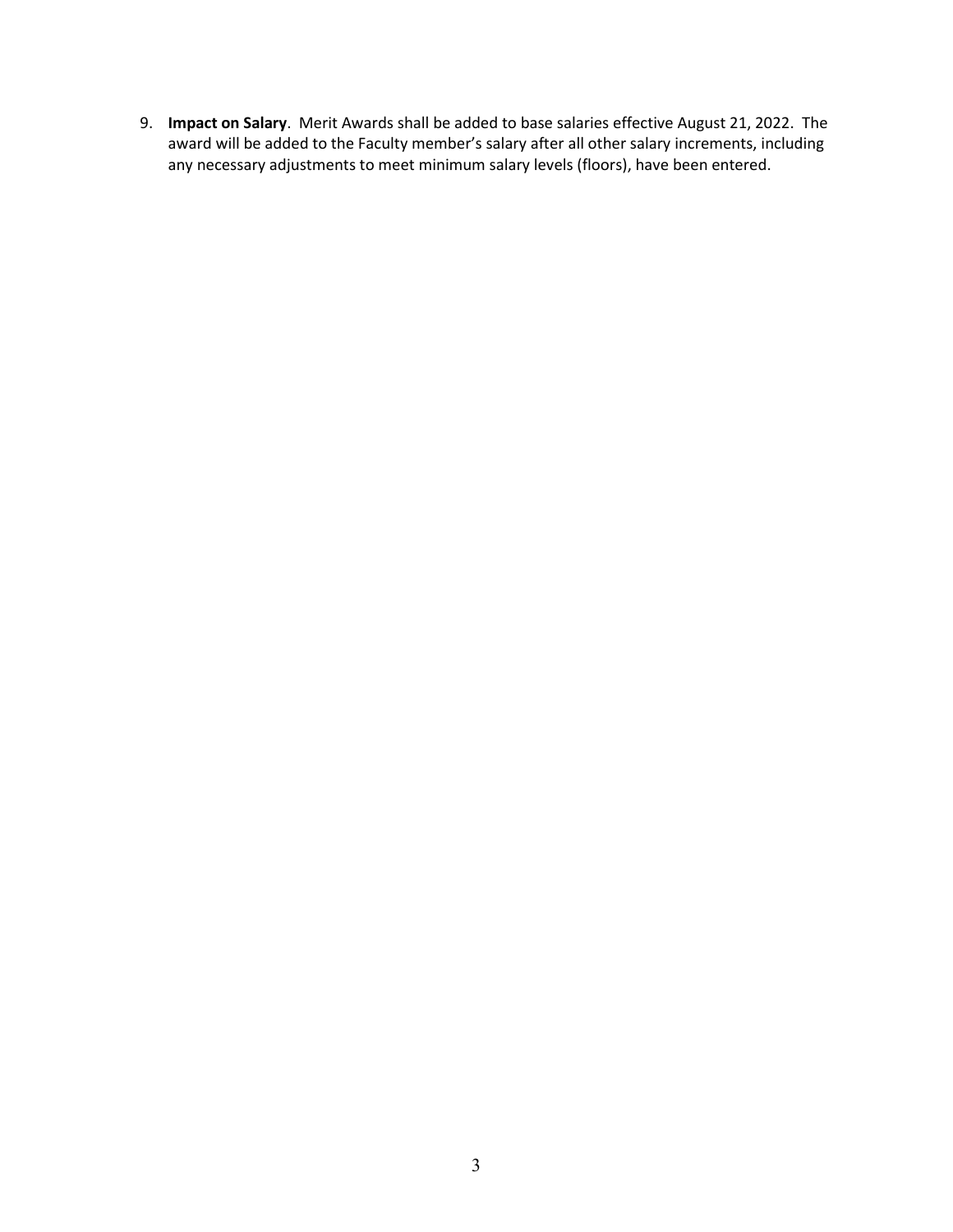9. **Impact on Salary**. Merit Awards shall be added to base salaries effective August 21, 2022. The award will be added to the Faculty member's salary after all other salary increments, including any necessary adjustments to meet minimum salary levels (floors), have been entered.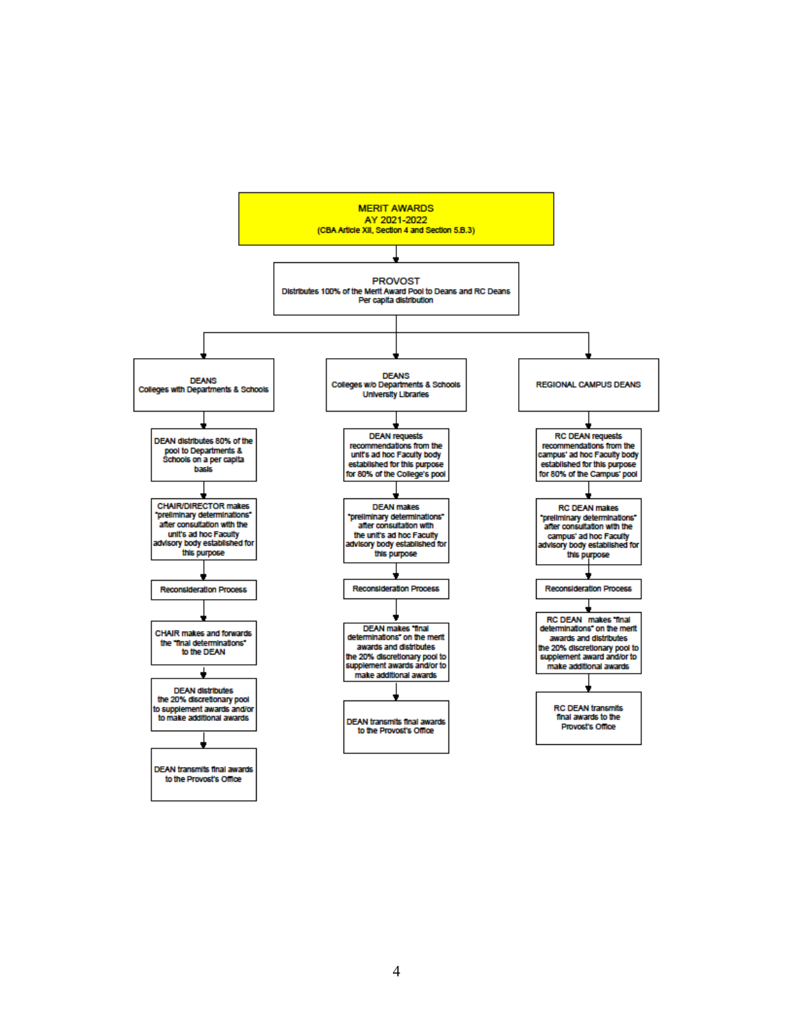# MERIT AWARDS
## AY 2021-2022
(CBA Article XII, Section 4 and Section 5.B.3)

**PROVOST**
Distributes 100% of the Merit Award Pool to Deans and RC Deans
Per capita distribution

### DEANS — Colleges with Departments & Schools

1. DEAN distributes 80% of the pool to Departments & Schools on a per capita basis
2. CHAIR/DIRECTOR makes "preliminary determinations" after consultation with the unit's ad hoc Faculty advisory body established for this purpose
3. Reconsideration Process
4. CHAIR makes and forwards the "final determinations" to the DEAN
5. DEAN distributes the 20% discretionary pool to supplement awards and/or to make additional awards
6. DEAN transmits final awards to the Provost's Office

### DEANS — Colleges w/o Departments & Schools, University Libraries

1. DEAN requests recommendations from the unit's ad hoc Faculty body established for this purpose for 80% of the College's pool
2. DEAN makes "preliminary determinations" after consultation with the unit's ad hoc Faculty advisory body established for this purpose
3. Reconsideration Process
4. DEAN makes "final determinations" on the merit awards and distributes the 20% discretionary pool to supplement awards and/or to make additional awards
5. DEAN transmits final awards to the Provost's Office

### REGIONAL CAMPUS DEANS

1. RC DEAN requests recommendations from the campus' ad hoc Faculty body established for this purpose for 80% of the Campus' pool
2. RC DEAN makes "preliminary determinations" after consultation with the campus' ad hoc Faculty advisory body established for this purpose
3. Reconsideration Process
4. RC DEAN makes "final determinations" on the merit awards and distributes the 20% discretionary pool to supplement award and/or to make additional awards
5. RC DEAN transmits final awards to the Provost's Office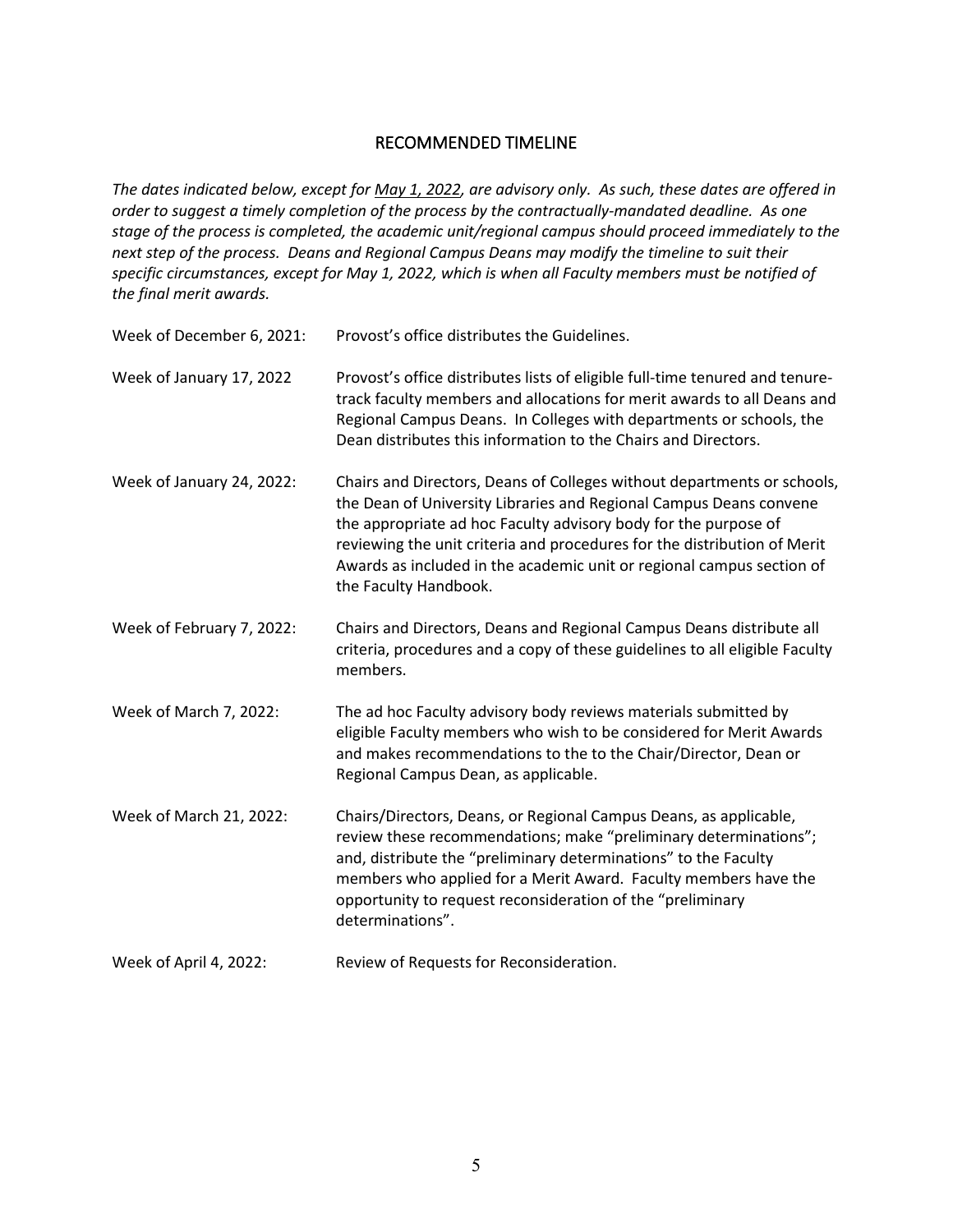## RECOMMENDED TIMELINE

*The dates indicated below, except for <u>May 1, 2022</u>, are advisory only. As such, these dates are offered in order to suggest a timely completion of the process by the contractually-mandated deadline. As one stage of the process is completed, the academic unit/regional campus should proceed immediately to the next step of the process. Deans and Regional Campus Deans may modify the timeline to suit their specific circumstances, except for May 1, 2022, which is when all Faculty members must be notified of the final merit awards.*

Week of December 6, 2021: Provost's office distributes the Guidelines.

Week of January 17, 2022 Provost's office distributes lists of eligible full-time tenured and tenure-track faculty members and allocations for merit awards to all Deans and Regional Campus Deans. In Colleges with departments or schools, the Dean distributes this information to the Chairs and Directors.

Week of January 24, 2022: Chairs and Directors, Deans of Colleges without departments or schools, the Dean of University Libraries and Regional Campus Deans convene the appropriate ad hoc Faculty advisory body for the purpose of reviewing the unit criteria and procedures for the distribution of Merit Awards as included in the academic unit or regional campus section of the Faculty Handbook.

Week of February 7, 2022: Chairs and Directors, Deans and Regional Campus Deans distribute all criteria, procedures and a copy of these guidelines to all eligible Faculty members.

Week of March 7, 2022: The ad hoc Faculty advisory body reviews materials submitted by eligible Faculty members who wish to be considered for Merit Awards and makes recommendations to the to the Chair/Director, Dean or Regional Campus Dean, as applicable.

Week of March 21, 2022: Chairs/Directors, Deans, or Regional Campus Deans, as applicable, review these recommendations; make "preliminary determinations"; and, distribute the "preliminary determinations" to the Faculty members who applied for a Merit Award. Faculty members have the opportunity to request reconsideration of the "preliminary determinations".

Week of April 4, 2022: Review of Requests for Reconsideration.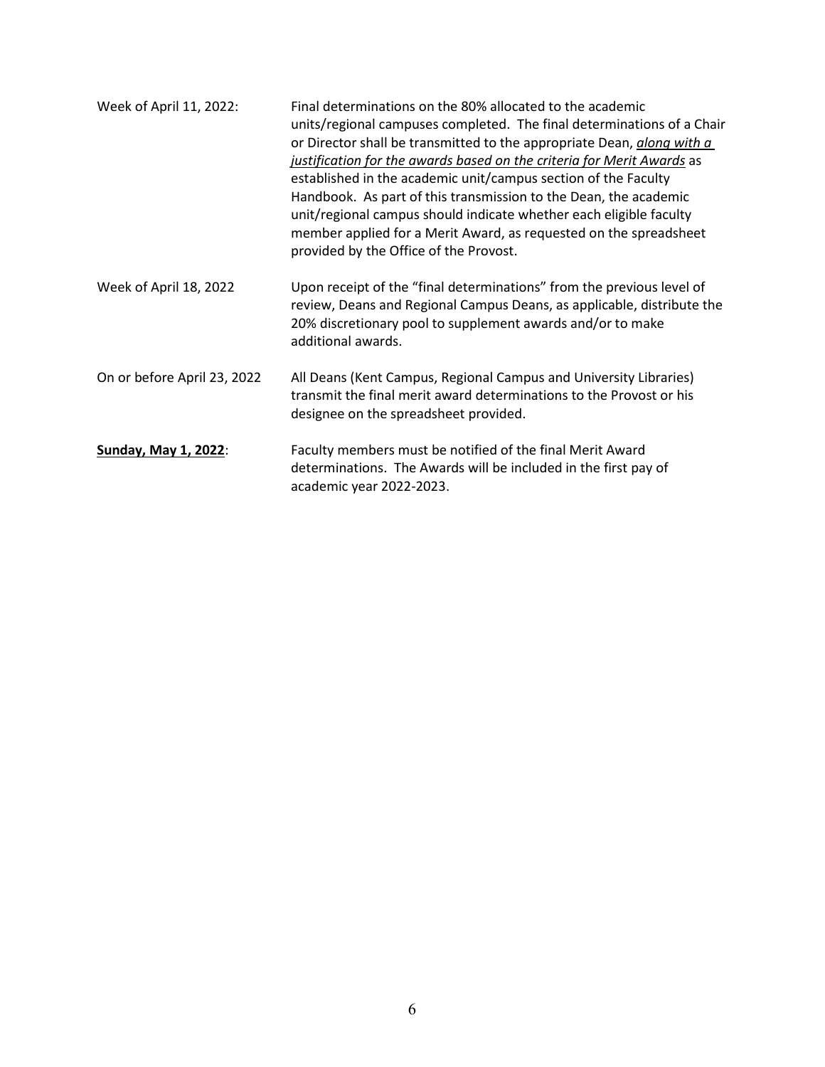Week of April 11, 2022: Final determinations on the 80% allocated to the academic units/regional campuses completed. The final determinations of a Chair or Director shall be transmitted to the appropriate Dean, ***along with a justification for the awards based on the criteria for Merit Awards*** as established in the academic unit/campus section of the Faculty Handbook. As part of this transmission to the Dean, the academic unit/regional campus should indicate whether each eligible faculty member applied for a Merit Award, as requested on the spreadsheet provided by the Office of the Provost.

Week of April 18, 2022 Upon receipt of the "final determinations" from the previous level of review, Deans and Regional Campus Deans, as applicable, distribute the 20% discretionary pool to supplement awards and/or to make additional awards.

On or before April 23, 2022 All Deans (Kent Campus, Regional Campus and University Libraries) transmit the final merit award determinations to the Provost or his designee on the spreadsheet provided.

**Sunday, May 1, 2022**: Faculty members must be notified of the final Merit Award determinations. The Awards will be included in the first pay of academic year 2022-2023.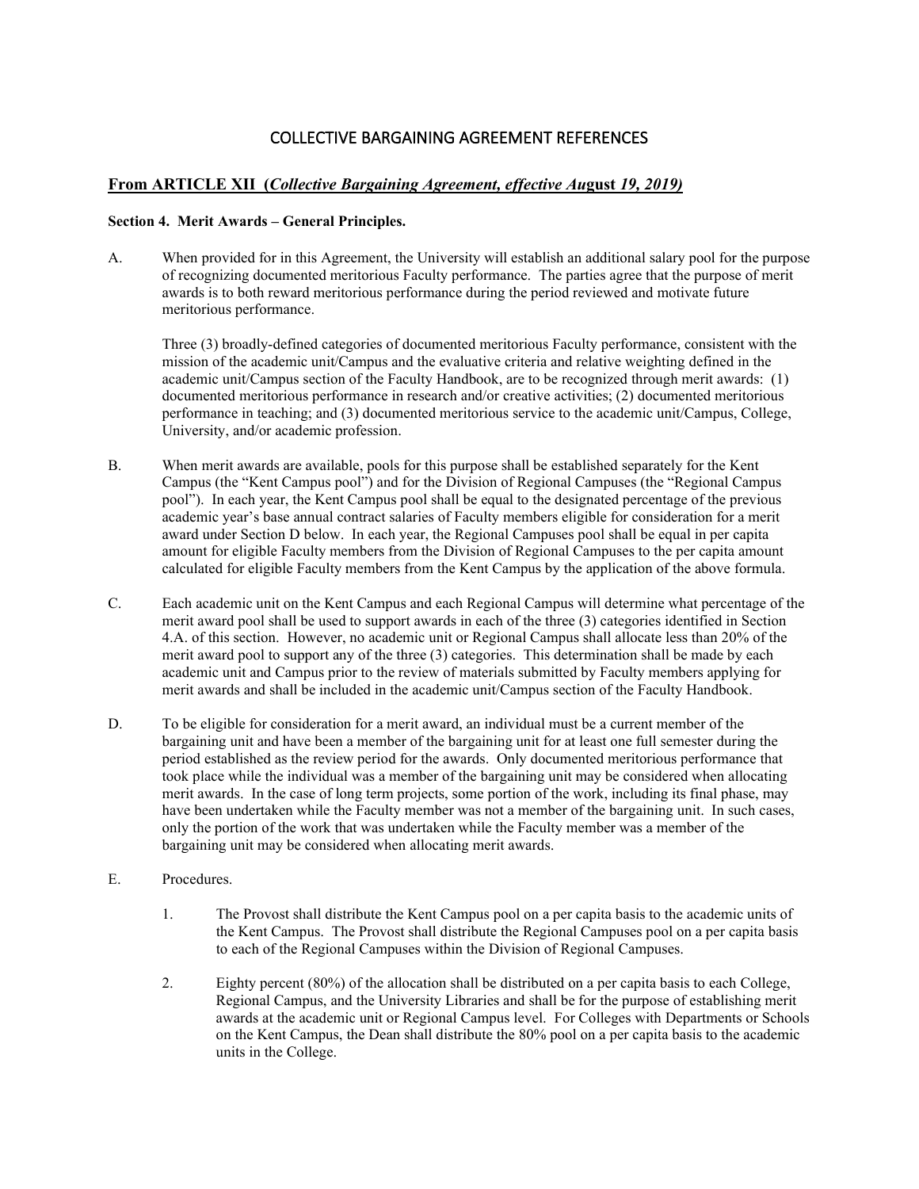# COLLECTIVE BARGAINING AGREEMENT REFERENCES

## From ARTICLE XII (*Collective Bargaining Agreement, effective August 19, 2019)*

**Section 4. Merit Awards – General Principles.**

A. When provided for in this Agreement, the University will establish an additional salary pool for the purpose of recognizing documented meritorious Faculty performance. The parties agree that the purpose of merit awards is to both reward meritorious performance during the period reviewed and motivate future meritorious performance.

Three (3) broadly-defined categories of documented meritorious Faculty performance, consistent with the mission of the academic unit/Campus and the evaluative criteria and relative weighting defined in the academic unit/Campus section of the Faculty Handbook, are to be recognized through merit awards: (1) documented meritorious performance in research and/or creative activities; (2) documented meritorious performance in teaching; and (3) documented meritorious service to the academic unit/Campus, College, University, and/or academic profession.

B. When merit awards are available, pools for this purpose shall be established separately for the Kent Campus (the "Kent Campus pool") and for the Division of Regional Campuses (the "Regional Campus pool"). In each year, the Kent Campus pool shall be equal to the designated percentage of the previous academic year's base annual contract salaries of Faculty members eligible for consideration for a merit award under Section D below. In each year, the Regional Campuses pool shall be equal in per capita amount for eligible Faculty members from the Division of Regional Campuses to the per capita amount calculated for eligible Faculty members from the Kent Campus by the application of the above formula.

C. Each academic unit on the Kent Campus and each Regional Campus will determine what percentage of the merit award pool shall be used to support awards in each of the three (3) categories identified in Section 4.A. of this section. However, no academic unit or Regional Campus shall allocate less than 20% of the merit award pool to support any of the three (3) categories. This determination shall be made by each academic unit and Campus prior to the review of materials submitted by Faculty members applying for merit awards and shall be included in the academic unit/Campus section of the Faculty Handbook.

D. To be eligible for consideration for a merit award, an individual must be a current member of the bargaining unit and have been a member of the bargaining unit for at least one full semester during the period established as the review period for the awards. Only documented meritorious performance that took place while the individual was a member of the bargaining unit may be considered when allocating merit awards. In the case of long term projects, some portion of the work, including its final phase, may have been undertaken while the Faculty member was not a member of the bargaining unit. In such cases, only the portion of the work that was undertaken while the Faculty member was a member of the bargaining unit may be considered when allocating merit awards.

E. Procedures.

1. The Provost shall distribute the Kent Campus pool on a per capita basis to the academic units of the Kent Campus. The Provost shall distribute the Regional Campuses pool on a per capita basis to each of the Regional Campuses within the Division of Regional Campuses.

2. Eighty percent (80%) of the allocation shall be distributed on a per capita basis to each College, Regional Campus, and the University Libraries and shall be for the purpose of establishing merit awards at the academic unit or Regional Campus level. For Colleges with Departments or Schools on the Kent Campus, the Dean shall distribute the 80% pool on a per capita basis to the academic units in the College.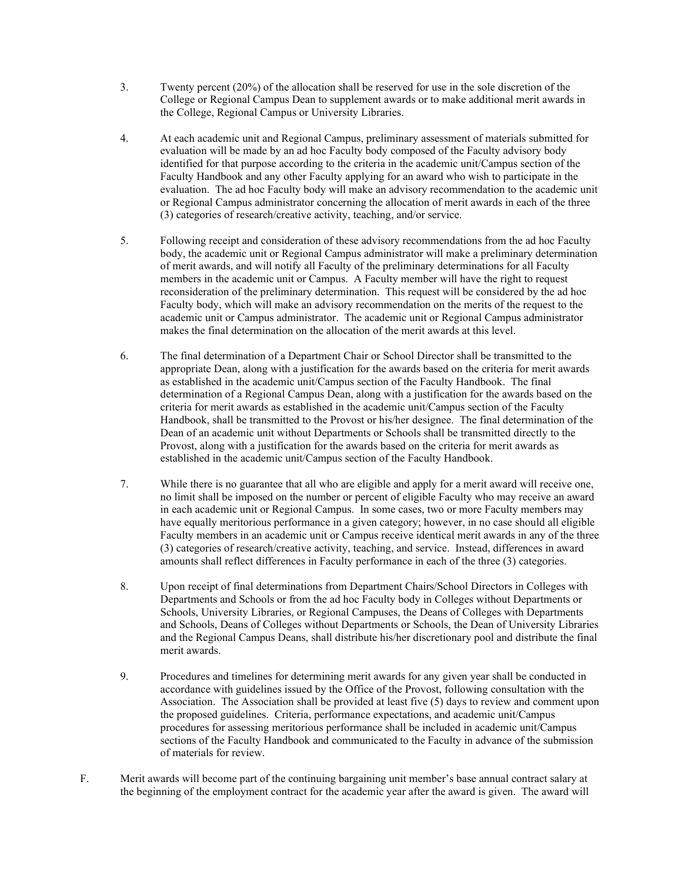3. Twenty percent (20%) of the allocation shall be reserved for use in the sole discretion of the College or Regional Campus Dean to supplement awards or to make additional merit awards in the College, Regional Campus or University Libraries.

4. At each academic unit and Regional Campus, preliminary assessment of materials submitted for evaluation will be made by an ad hoc Faculty body composed of the Faculty advisory body identified for that purpose according to the criteria in the academic unit/Campus section of the Faculty Handbook and any other Faculty applying for an award who wish to participate in the evaluation. The ad hoc Faculty body will make an advisory recommendation to the academic unit or Regional Campus administrator concerning the allocation of merit awards in each of the three (3) categories of research/creative activity, teaching, and/or service.

5. Following receipt and consideration of these advisory recommendations from the ad hoc Faculty body, the academic unit or Regional Campus administrator will make a preliminary determination of merit awards, and will notify all Faculty of the preliminary determinations for all Faculty members in the academic unit or Campus. A Faculty member will have the right to request reconsideration of the preliminary determination. This request will be considered by the ad hoc Faculty body, which will make an advisory recommendation on the merits of the request to the academic unit or Campus administrator. The academic unit or Regional Campus administrator makes the final determination on the allocation of the merit awards at this level.

6. The final determination of a Department Chair or School Director shall be transmitted to the appropriate Dean, along with a justification for the awards based on the criteria for merit awards as established in the academic unit/Campus section of the Faculty Handbook. The final determination of a Regional Campus Dean, along with a justification for the awards based on the criteria for merit awards as established in the academic unit/Campus section of the Faculty Handbook, shall be transmitted to the Provost or his/her designee. The final determination of the Dean of an academic unit without Departments or Schools shall be transmitted directly to the Provost, along with a justification for the awards based on the criteria for merit awards as established in the academic unit/Campus section of the Faculty Handbook.

7. While there is no guarantee that all who are eligible and apply for a merit award will receive one, no limit shall be imposed on the number or percent of eligible Faculty who may receive an award in each academic unit or Regional Campus. In some cases, two or more Faculty members may have equally meritorious performance in a given category; however, in no case should all eligible Faculty members in an academic unit or Campus receive identical merit awards in any of the three (3) categories of research/creative activity, teaching, and service. Instead, differences in award amounts shall reflect differences in Faculty performance in each of the three (3) categories.

8. Upon receipt of final determinations from Department Chairs/School Directors in Colleges with Departments and Schools or from the ad hoc Faculty body in Colleges without Departments or Schools, University Libraries, or Regional Campuses, the Deans of Colleges with Departments and Schools, Deans of Colleges without Departments or Schools, the Dean of University Libraries and the Regional Campus Deans, shall distribute his/her discretionary pool and distribute the final merit awards.

9. Procedures and timelines for determining merit awards for any given year shall be conducted in accordance with guidelines issued by the Office of the Provost, following consultation with the Association. The Association shall be provided at least five (5) days to review and comment upon the proposed guidelines. Criteria, performance expectations, and academic unit/Campus procedures for assessing meritorious performance shall be included in academic unit/Campus sections of the Faculty Handbook and communicated to the Faculty in advance of the submission of materials for review.

F. Merit awards will become part of the continuing bargaining unit member's base annual contract salary at the beginning of the employment contract for the academic year after the award is given. The award will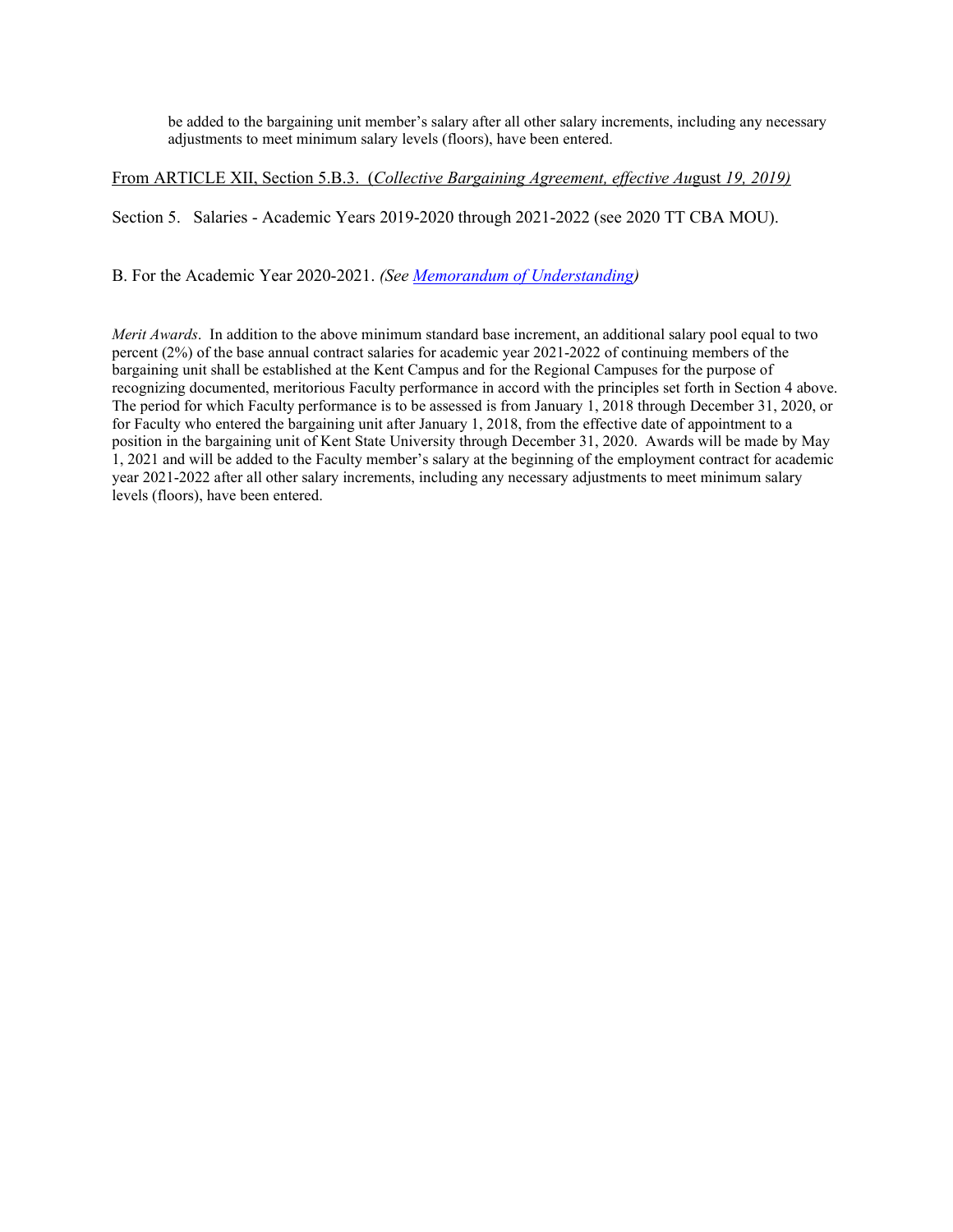be added to the bargaining unit member's salary after all other salary increments, including any necessary adjustments to meet minimum salary levels (floors), have been entered.

From ARTICLE XII, Section 5.B.3. (*Collective Bargaining Agreement, effective Au*gust *19, 2019)*

Section 5. Salaries - Academic Years 2019-2020 through 2021-2022 (see 2020 TT CBA MOU).

B. For the Academic Year 2020-2021. *(See Memorandum of Understanding)*

*Merit Awards*. In addition to the above minimum standard base increment, an additional salary pool equal to two percent (2%) of the base annual contract salaries for academic year 2021-2022 of continuing members of the bargaining unit shall be established at the Kent Campus and for the Regional Campuses for the purpose of recognizing documented, meritorious Faculty performance in accord with the principles set forth in Section 4 above. The period for which Faculty performance is to be assessed is from January 1, 2018 through December 31, 2020, or for Faculty who entered the bargaining unit after January 1, 2018, from the effective date of appointment to a position in the bargaining unit of Kent State University through December 31, 2020. Awards will be made by May 1, 2021 and will be added to the Faculty member's salary at the beginning of the employment contract for academic year 2021-2022 after all other salary increments, including any necessary adjustments to meet minimum salary levels (floors), have been entered.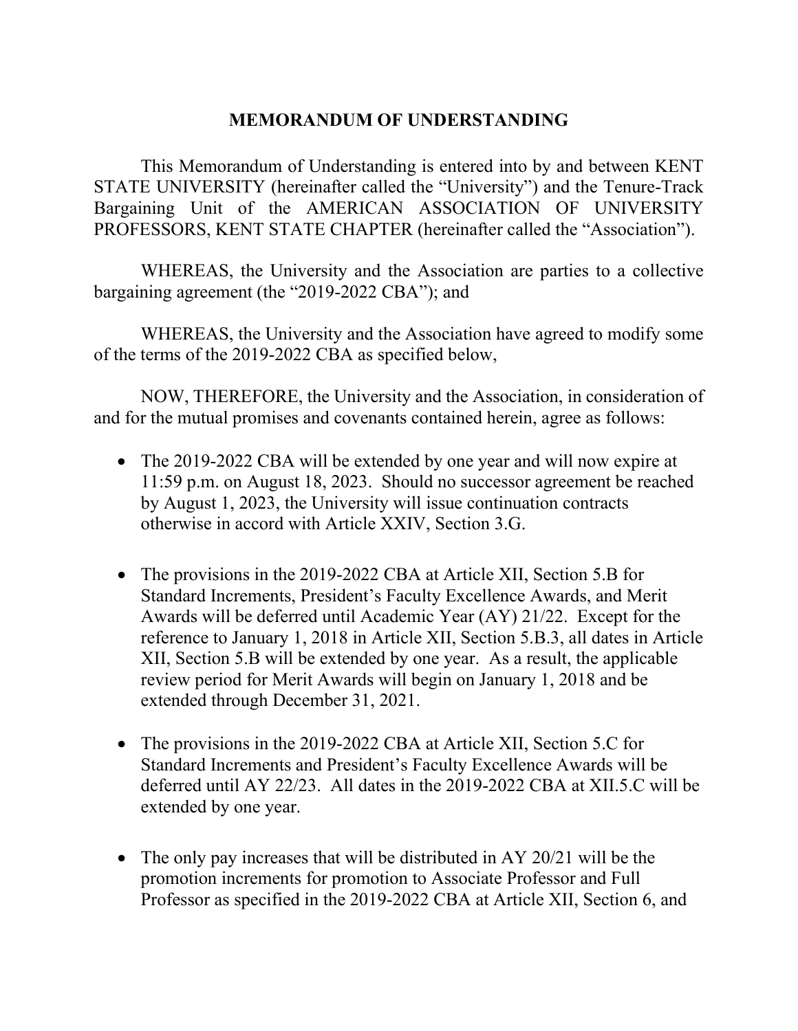# MEMORANDUM OF UNDERSTANDING

This Memorandum of Understanding is entered into by and between KENT STATE UNIVERSITY (hereinafter called the "University") and the Tenure-Track Bargaining Unit of the AMERICAN ASSOCIATION OF UNIVERSITY PROFESSORS, KENT STATE CHAPTER (hereinafter called the "Association").

WHEREAS, the University and the Association are parties to a collective bargaining agreement (the "2019-2022 CBA"); and

WHEREAS, the University and the Association have agreed to modify some of the terms of the 2019-2022 CBA as specified below,

NOW, THEREFORE, the University and the Association, in consideration of and for the mutual promises and covenants contained herein, agree as follows:

- The 2019-2022 CBA will be extended by one year and will now expire at 11:59 p.m. on August 18, 2023. Should no successor agreement be reached by August 1, 2023, the University will issue continuation contracts otherwise in accord with Article XXIV, Section 3.G.

- The provisions in the 2019-2022 CBA at Article XII, Section 5.B for Standard Increments, President's Faculty Excellence Awards, and Merit Awards will be deferred until Academic Year (AY) 21/22. Except for the reference to January 1, 2018 in Article XII, Section 5.B.3, all dates in Article XII, Section 5.B will be extended by one year. As a result, the applicable review period for Merit Awards will begin on January 1, 2018 and be extended through December 31, 2021.

- The provisions in the 2019-2022 CBA at Article XII, Section 5.C for Standard Increments and President's Faculty Excellence Awards will be deferred until AY 22/23. All dates in the 2019-2022 CBA at XII.5.C will be extended by one year.

- The only pay increases that will be distributed in AY 20/21 will be the promotion increments for promotion to Associate Professor and Full Professor as specified in the 2019-2022 CBA at Article XII, Section 6, and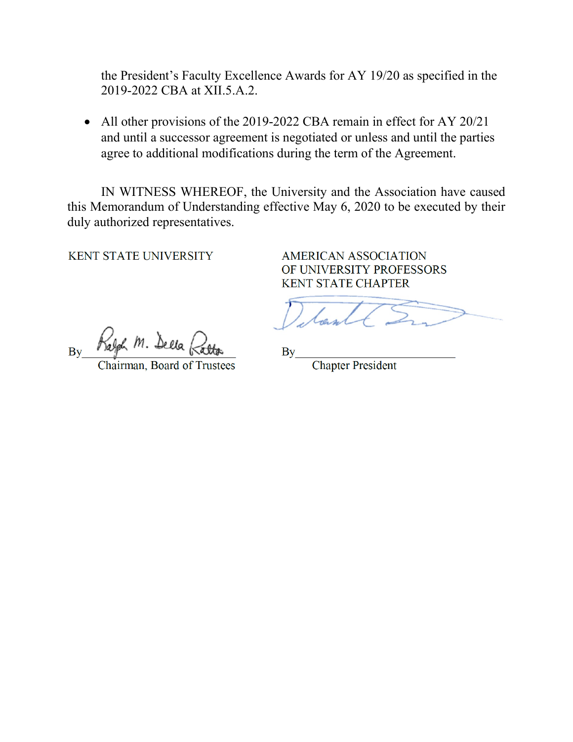the President's Faculty Excellence Awards for AY 19/20 as specified in the 2019-2022 CBA at XII.5.A.2.

- All other provisions of the 2019-2022 CBA remain in effect for AY 20/21 and until a successor agreement is negotiated or unless and until the parties agree to additional modifications during the term of the Agreement.

IN WITNESS WHEREOF, the University and the Association have caused this Memorandum of Understanding effective May 6, 2020 to be executed by their duly authorized representatives.

KENT STATE UNIVERSITY

By Ralph M. Della Ratta
Chairman, Board of Trustees

AMERICAN ASSOCIATION
OF UNIVERSITY PROFESSORS
KENT STATE CHAPTER

By_______________________
Chapter President